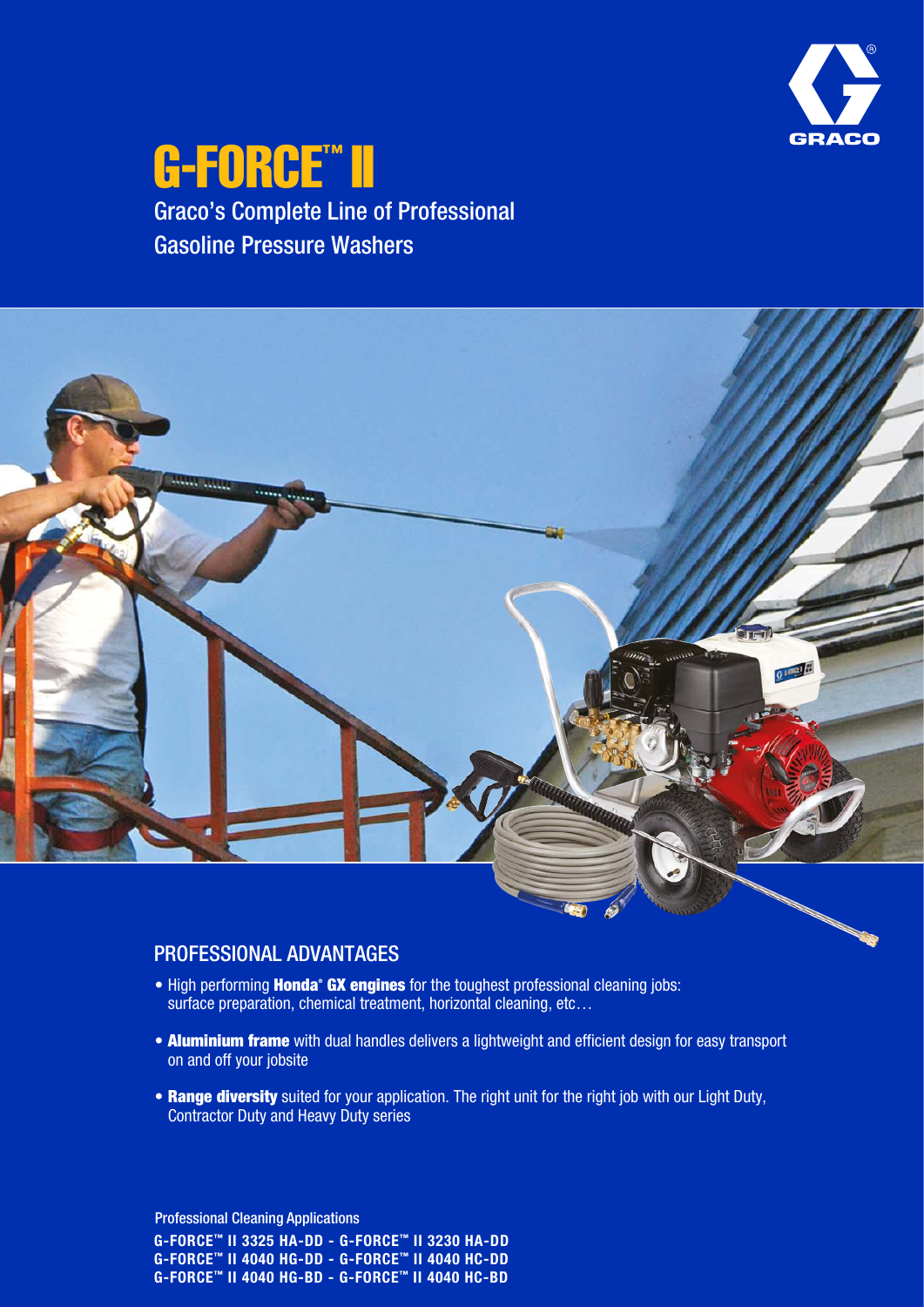# G-FORCE™ II

Graco's Complete Line of Professional Gasoline Pressure Washers

## PROFESSIONAL ADVANTAGES

- High performing **Honda® GX engines** for the toughest professional cleaning jobs: surface preparation, chemical treatment, horizontal cleaning, etc…
- **Aluminium frame** with dual handles delivers a lightweight and efficient design for easy transport on and off your jobsite
- **Range diversity** suited for your application. The right unit for the right job with our Light Duty, Contractor Duty and Heavy Duty series

Professional Cleaning Applications

**G-FORCE™ II 3325 HA-DD - G-FORCE™ II 3230 HA-DD**
**G-FORCE™ II 4040 HG-DD - G-FORCE™ II 4040 HC-DD**
**G-FORCE™ II 4040 HG-BD - G-FORCE™ II 4040 HC-BD**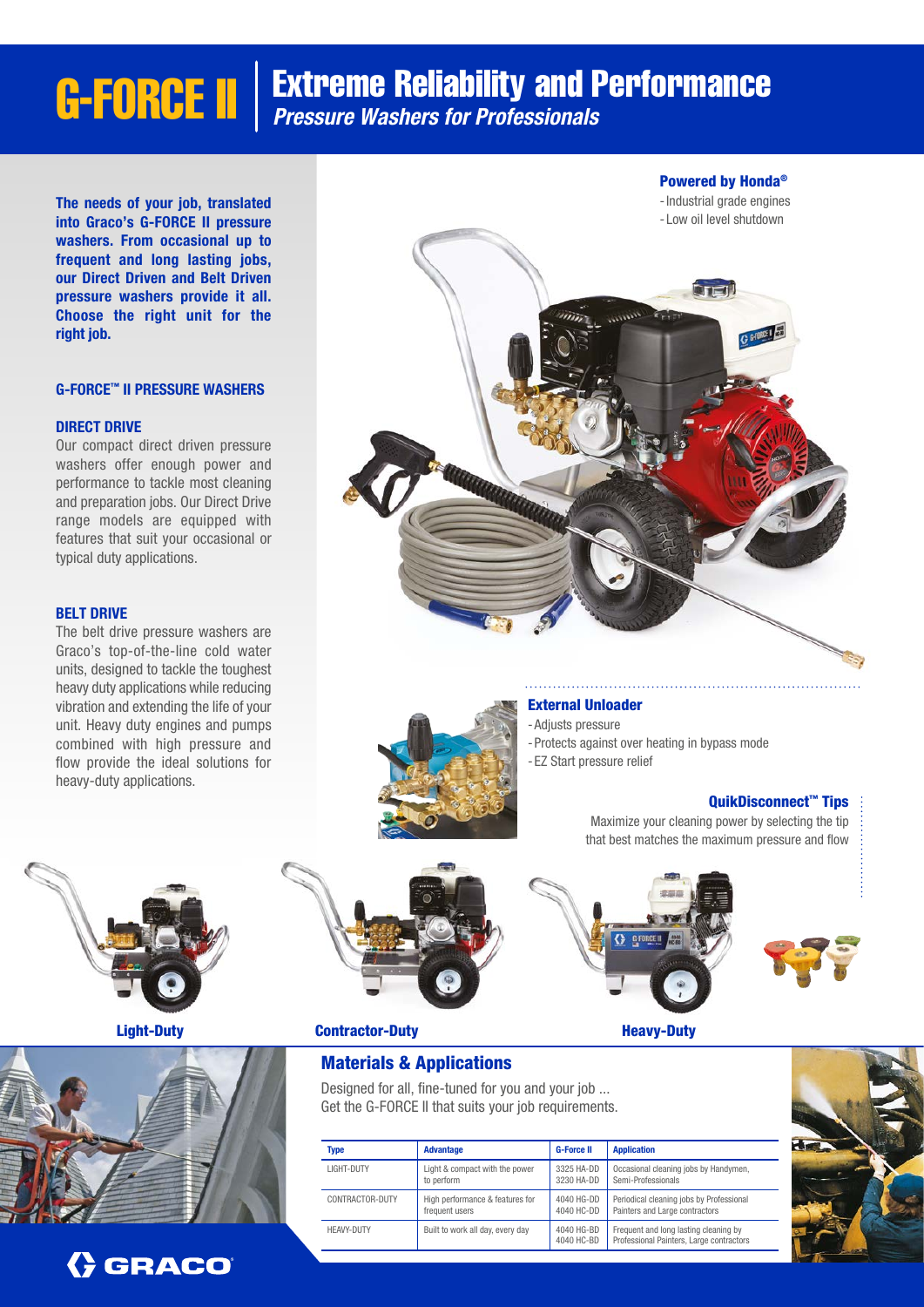# G-FORCE II | Extreme Reliability and Performance

***Pressure Washers for Professionals***

**The needs of your job, translated into Graco's G-FORCE II pressure washers. From occasional up to frequent and long lasting jobs, our Direct Driven and Belt Driven pressure washers provide it all. Choose the right unit for the right job.**

### G-FORCE™ II PRESSURE WASHERS

#### DIRECT DRIVE

Our compact direct driven pressure washers offer enough power and performance to tackle most cleaning and preparation jobs. Our Direct Drive range models are equipped with features that suit your occasional or typical duty applications.

#### BELT DRIVE

The belt drive pressure washers are Graco's top-of-the-line cold water units, designed to tackle the toughest heavy duty applications while reducing vibration and extending the life of your unit. Heavy duty engines and pumps combined with high pressure and flow provide the ideal solutions for heavy-duty applications.

#### Powered by Honda®

- Industrial grade engines
- Low oil level shutdown

#### External Unloader

- Adjusts pressure
- Protects against over heating in bypass mode
- EZ Start pressure relief

#### QuikDisconnect™ Tips

Maximize your cleaning power by selecting the tip that best matches the maximum pressure and flow

**Light-Duty** **Contractor-Duty** **Heavy-Duty**

## Materials & Applications

Designed for all, fine-tuned for you and your job ...
Get the G-FORCE II that suits your job requirements.

| Type | Advantage | G-Force II | Application |
|---|---|---|---|
| LIGHT-DUTY | Light & compact with the power to perform | 3325 HA-DD<br>3230 HA-DD | Occasional cleaning jobs by Handymen, Semi-Professionals |
| CONTRACTOR-DUTY | High performance & features for frequent users | 4040 HG-DD<br>4040 HC-DD | Periodical cleaning jobs by Professional Painters and Large contractors |
| HEAVY-DUTY | Built to work all day, every day | 4040 HG-BD<br>4040 HC-BD | Frequent and long lasting cleaning by Professional Painters, Large contractors |

GRACO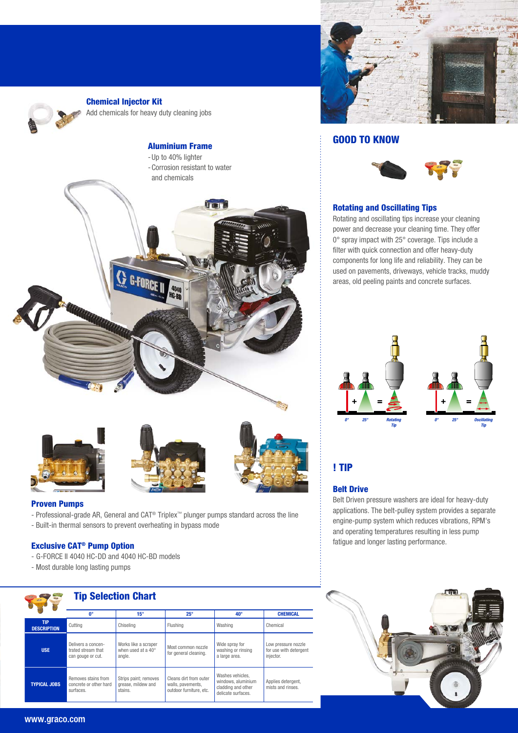### Chemical Injector Kit

Add chemicals for heavy duty cleaning jobs

### Aluminium Frame

- Up to 40% lighter
- Corrosion resistant to water and chemicals

### Proven Pumps

- Professional-grade AR, General and CAT® Triplex™ plunger pumps standard across the line
- Built-in thermal sensors to prevent overheating in bypass mode

### Exclusive CAT® Pump Option

- G-FORCE II 4040 HC-DD and 4040 HC-BD models
- Most durable long lasting pumps

## GOOD TO KNOW

### Rotating and Oscillating Tips

Rotating and oscillating tips increase your cleaning power and decrease your cleaning time. They offer 0° spray impact with 25° coverage. Tips include a filter with quick connection and offer heavy-duty components for long life and reliability. They can be used on pavements, driveways, vehicle tracks, muddy areas, old peeling paints and concrete surfaces.

0° + 25° = Rotating Tip

0° + 25° = Oscillating Tip

## ! TIP

### Belt Drive

Belt Driven pressure washers are ideal for heavy-duty applications. The belt-pulley system provides a separate engine-pump system which reduces vibrations, RPM's and operating temperatures resulting in less pump fatigue and longer lasting performance.

## Tip Selection Chart

| | 0° | 15° | 25° | 40° | CHEMICAL |
|---|---|---|---|---|---|
| TIP DESCRIPTION | Cutting | Chiseling | Flushing | Washing | Chemical |
| USE | Delivers a concentrated stream that can gouge or cut. | Works like a scraper when used at a 40° angle. | Most common nozzle for general cleaning. | Wide spray for washing or rinsing a large area. | Low pressure nozzle for use with detergent injector. |
| TYPICAL JOBS | Removes stains from concrete or other hard surfaces. | Strips paint; removes grease, mildew and stains. | Cleans dirt from outer walls, pavements, outdoor furniture, etc. | Washes vehicles, windows, aluminium cladding and other delicate surfaces. | Applies detergent, mists and rinses. |

www.graco.com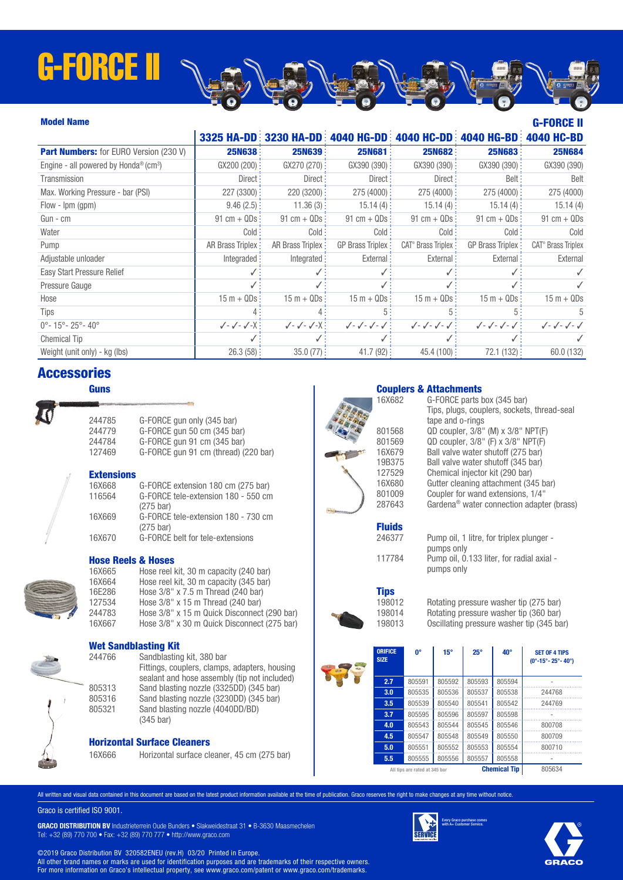# G-FORCE II

| Model Name | G-FORCE II 3325 HA-DD | 3230 HA-DD | 4040 HG-DD | 4040 HC-DD | 4040 HG-BD | 4040 HC-BD |
|---|---|---|---|---|---|---|
| **Part Numbers:** for EURO Version (230 V) | **25N638** | **25N639** | **25N681** | **25N682** | **25N683** | **25N684** |
| Engine - all powered by Honda® (cm³) | GX200 (200) | GX270 (270) | GX390 (390) | GX390 (390) | GX390 (390) | GX390 (390) |
| Transmission | Direct | Direct | Direct | Direct | Belt | Belt |
| Max. Working Pressure - bar (PSI) | 227 (3300) | 220 (3200) | 275 (4000) | 275 (4000) | 275 (4000) | 275 (4000) |
| Flow - lpm (gpm) | 9.46 (2.5) | 11.36 (3) | 15.14 (4) | 15.14 (4) | 15.14 (4) | 15.14 (4) |
| Gun - cm | 91 cm + QDs | 91 cm + QDs | 91 cm + QDs | 91 cm + QDs | 91 cm + QDs | 91 cm + QDs |
| Water | Cold | Cold | Cold | Cold | Cold | Cold |
| Pump | AR Brass Triplex | AR Brass Triplex | GP Brass Triplex | CAT® Brass Triplex | GP Brass Triplex | CAT® Brass Triplex |
| Adjustable unloader | Integraded | Integrated | External | External | External | External |
| Easy Start Pressure Relief | ✓ | ✓ | ✓ | ✓ | ✓ | ✓ |
| Pressure Gauge | ✓ | ✓ | ✓ | ✓ | ✓ | ✓ |
| Hose | 15 m + QDs | 15 m + QDs | 15 m + QDs | 15 m + QDs | 15 m + QDs | 15 m + QDs |
| Tips | 4 | 4 | 5 | 5 | 5 | 5 |
| 0°- 15°- 25°- 40° | ✓- ✓- ✓-X | ✓- ✓- ✓-X | ✓- ✓- ✓- ✓ | ✓- ✓- ✓- ✓ | ✓- ✓- ✓- ✓ | ✓- ✓- ✓- ✓ |
| Chemical Tip | ✓ | ✓ | ✓ | ✓ | ✓ | ✓ |
| Weight (unit only) - kg (lbs) | 26.3 (58) | 35.0 (77) | 41.7 (92) | 45.4 (100) | 72.1 (132) | 60.0 (132) |

## Accessories

### Guns

| | |
|---|---|
| 244785 | G-FORCE gun only (345 bar) |
| 244779 | G-FORCE gun 50 cm (345 bar) |
| 244784 | G-FORCE gun 91 cm (345 bar) |
| 127469 | G-FORCE gun 91 cm (thread) (220 bar) |

### Extensions

| | |
|---|---|
| 16X668 | G-FORCE extension 180 cm (275 bar) |
| 116564 | G-FORCE tele-extension 180 - 550 cm (275 bar) |
| 16X669 | G-FORCE tele-extension 180 - 730 cm (275 bar) |
| 16X670 | G-FORCE belt for tele-extensions |

### Hose Reels & Hoses

| | |
|---|---|
| 16X665 | Hose reel kit, 30 m capacity (240 bar) |
| 16X664 | Hose reel kit, 30 m capacity (345 bar) |
| 16E286 | Hose 3/8" x 7.5 m Thread (240 bar) |
| 127534 | Hose 3/8" x 15 m Thread (240 bar) |
| 244783 | Hose 3/8" x 15 m Quick Disconnect (290 bar) |
| 16X667 | Hose 3/8" x 30 m Quick Disconnect (275 bar) |

### Wet Sandblasting Kit

| | |
|---|---|
| 244766 | Sandblasting kit, 380 bar<br>Fittings, couplers, clamps, adapters, housing sealant and hose assembly (tip not included) |
| 805313 | Sand blasting nozzle (3325DD) (345 bar) |
| 805316 | Sand blasting nozzle (3230DD) (345 bar) |
| 805321 | Sand blasting nozzle (4040DD/BD) (345 bar) |

### Horizontal Surface Cleaners

| | |
|---|---|
| 16X666 | Horizontal surface cleaner, 45 cm (275 bar) |

### Couplers & Attachments

| | |
|---|---|
| 16X682 | G-FORCE parts box (345 bar)<br>Tips, plugs, couplers, sockets, thread-seal tape and o-rings |
| 801568 | QD coupler, 3/8" (M) x 3/8" NPT(F) |
| 801569 | QD coupler, 3/8" (F) x 3/8" NPT(F) |
| 16X679 | Ball valve water shutoff (275 bar) |
| 19B375 | Ball valve water shutoff (345 bar) |
| 127529 | Chemical injector kit (290 bar) |
| 16X680 | Gutter cleaning attachment (345 bar) |
| 801009 | Coupler for wand extensions, 1/4" |
| 287643 | Gardena® water connection adapter (brass) |

### Fluids

| | |
|---|---|
| 246377 | Pump oil, 1 litre, for triplex plunger - pumps only |
| 117784 | Pump oil, 0.133 liter, for radial axial - pumps only |

### Tips

| | |
|---|---|
| 198012 | Rotating pressure washer tip (275 bar) |
| 198014 | Rotating pressure washer tip (360 bar) |
| 198013 | Oscillating pressure washer tip (345 bar) |

| ORIFICE SIZE | 0° | 15° | 25° | 40° | SET OF 4 TIPS (0°-15°- 25°- 40°) |
|---|---|---|---|---|---|
| 2.7 | 805591 | 805592 | 805593 | 805594 | - |
| 3.0 | 805535 | 805536 | 805537 | 805538 | 244768 |
| 3.5 | 805539 | 805540 | 805541 | 805542 | 244769 |
| 3.7 | 805595 | 805596 | 805597 | 805598 | - |
| 4.0 | 805543 | 805544 | 805545 | 805546 | 800708 |
| 4.5 | 805547 | 805548 | 805549 | 805550 | 800709 |
| 5.0 | 805551 | 805552 | 805553 | 805554 | 800710 |
| 5.5 | 805555 | 805556 | 805557 | 805558 | - |
| All tips are rated at 345 bar | | | | **Chemical Tip** | 805634 |

All written and visual data contained in this document are based on the latest product information available at the time of publication. Graco reserves the right to make changes at any time without notice.

Graco is certified ISO 9001.

**GRACO DISTRIBUTION BV** Industrieterrein Oude Bunders • Slakweidestraat 31 • B-3630 Maasmechelen
Tel: +32 (89) 770 700 • Fax: +32 (89) 770 777 • http://www.graco.com

Every Graco purchase comes with A+ Customer Service.

©2019 Graco Distribution BV 320582ENEU (rev.H) 03/20 Printed in Europe.
All other brand names or marks are used for identification purposes and are trademarks of their respective owners.
For more information on Graco's intellectual property, see www.graco.com/patent or www.graco.com/trademarks.